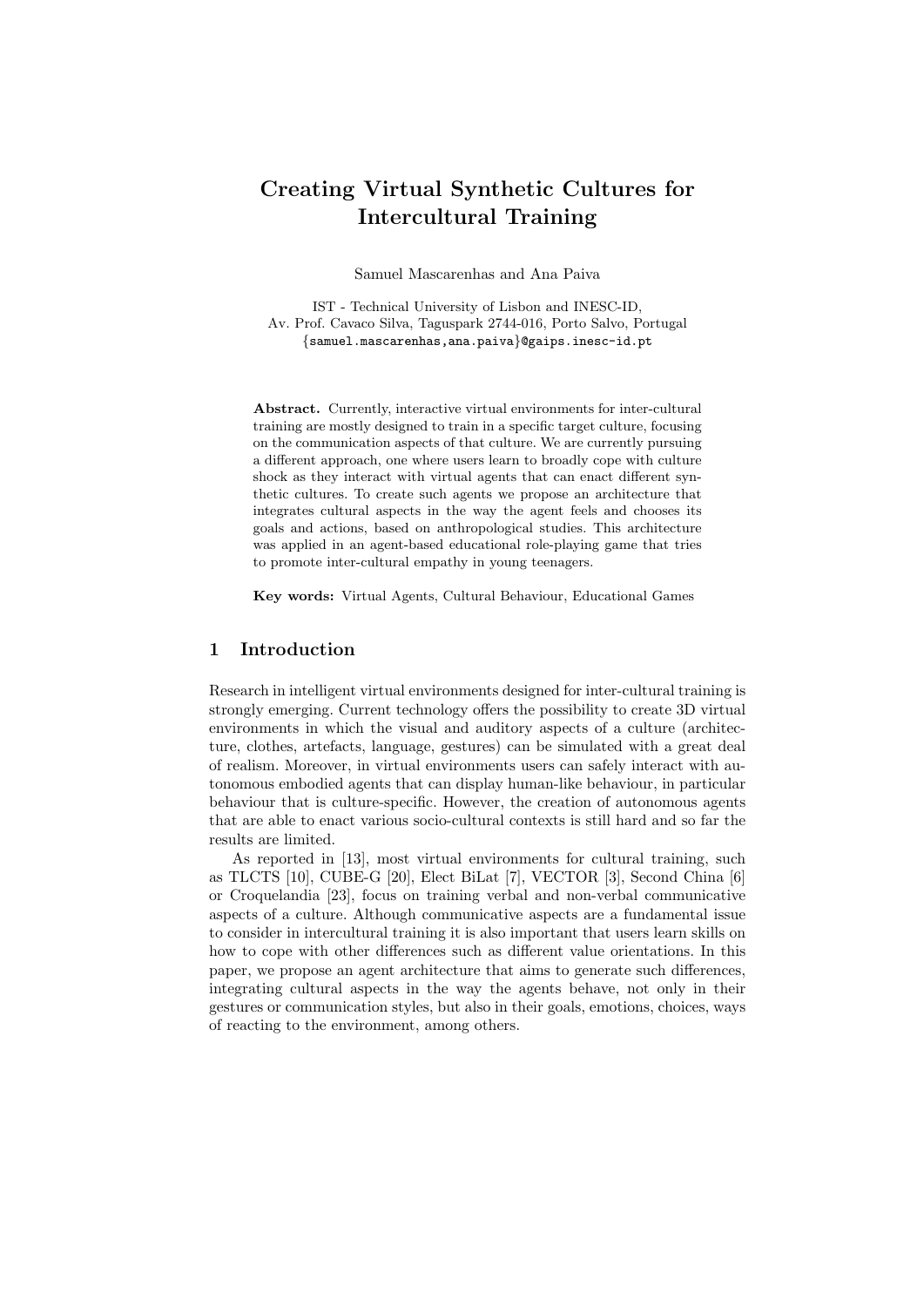# Creating Virtual Synthetic Cultures for Intercultural Training

Samuel Mascarenhas and Ana Paiva

IST - Technical University of Lisbon and INESC-ID,
Av. Prof. Cavaco Silva, Taguspark 2744-016, Porto Salvo, Portugal
{samuel.mascarenhas,ana.paiva}@gaips.inesc-id.pt

**Abstract.** Currently, interactive virtual environments for inter-cultural training are mostly designed to train in a specific target culture, focusing on the communication aspects of that culture. We are currently pursuing a different approach, one where users learn to broadly cope with culture shock as they interact with virtual agents that can enact different synthetic cultures. To create such agents we propose an architecture that integrates cultural aspects in the way the agent feels and chooses its goals and actions, based on anthropological studies. This architecture was applied in an agent-based educational role-playing game that tries to promote inter-cultural empathy in young teenagers.

**Key words:** Virtual Agents, Cultural Behaviour, Educational Games

## 1 Introduction

Research in intelligent virtual environments designed for inter-cultural training is strongly emerging. Current technology offers the possibility to create 3D virtual environments in which the visual and auditory aspects of a culture (architecture, clothes, artefacts, language, gestures) can be simulated with a great deal of realism. Moreover, in virtual environments users can safely interact with autonomous embodied agents that can display human-like behaviour, in particular behaviour that is culture-specific. However, the creation of autonomous agents that are able to enact various socio-cultural contexts is still hard and so far the results are limited.

As reported in [13], most virtual environments for cultural training, such as TLCTS [10], CUBE-G [20], Elect BiLat [7], VECTOR [3], Second China [6] or Croquelandia [23], focus on training verbal and non-verbal communicative aspects of a culture. Although communicative aspects are a fundamental issue to consider in intercultural training it is also important that users learn skills on how to cope with other differences such as different value orientations. In this paper, we propose an agent architecture that aims to generate such differences, integrating cultural aspects in the way the agents behave, not only in their gestures or communication styles, but also in their goals, emotions, choices, ways of reacting to the environment, among others.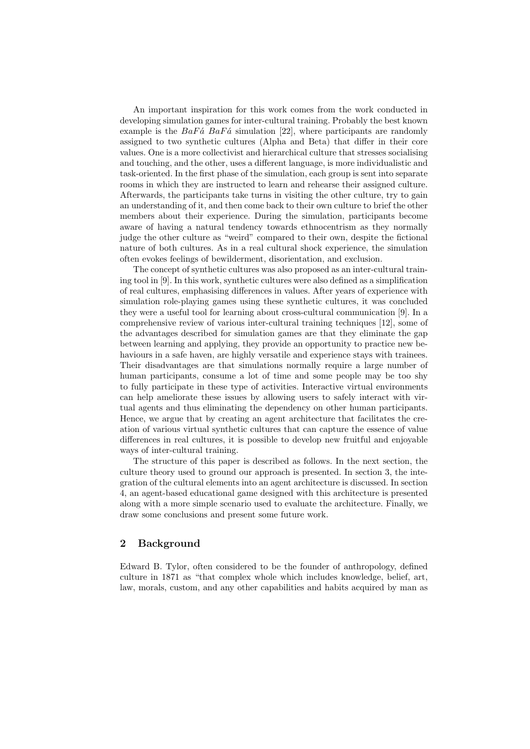An important inspiration for this work comes from the work conducted in developing simulation games for inter-cultural training. Probably the best known example is the *BaFá BaFá* simulation [22], where participants are randomly assigned to two synthetic cultures (Alpha and Beta) that differ in their core values. One is a more collectivist and hierarchical culture that stresses socialising and touching, and the other, uses a different language, is more individualistic and task-oriented. In the first phase of the simulation, each group is sent into separate rooms in which they are instructed to learn and rehearse their assigned culture. Afterwards, the participants take turns in visiting the other culture, try to gain an understanding of it, and then come back to their own culture to brief the other members about their experience. During the simulation, participants become aware of having a natural tendency towards ethnocentrism as they normally judge the other culture as "weird" compared to their own, despite the fictional nature of both cultures. As in a real cultural shock experience, the simulation often evokes feelings of bewilderment, disorientation, and exclusion.

The concept of synthetic cultures was also proposed as an inter-cultural training tool in [9]. In this work, synthetic cultures were also defined as a simplification of real cultures, emphasising differences in values. After years of experience with simulation role-playing games using these synthetic cultures, it was concluded they were a useful tool for learning about cross-cultural communication [9]. In a comprehensive review of various inter-cultural training techniques [12], some of the advantages described for simulation games are that they eliminate the gap between learning and applying, they provide an opportunity to practice new behaviours in a safe haven, are highly versatile and experience stays with trainees. Their disadvantages are that simulations normally require a large number of human participants, consume a lot of time and some people may be too shy to fully participate in these type of activities. Interactive virtual environments can help ameliorate these issues by allowing users to safely interact with virtual agents and thus eliminating the dependency on other human participants. Hence, we argue that by creating an agent architecture that facilitates the creation of various virtual synthetic cultures that can capture the essence of value differences in real cultures, it is possible to develop new fruitful and enjoyable ways of inter-cultural training.

The structure of this paper is described as follows. In the next section, the culture theory used to ground our approach is presented. In section 3, the integration of the cultural elements into an agent architecture is discussed. In section 4, an agent-based educational game designed with this architecture is presented along with a more simple scenario used to evaluate the architecture. Finally, we draw some conclusions and present some future work.

## 2 Background

Edward B. Tylor, often considered to be the founder of anthropology, defined culture in 1871 as "that complex whole which includes knowledge, belief, art, law, morals, custom, and any other capabilities and habits acquired by man as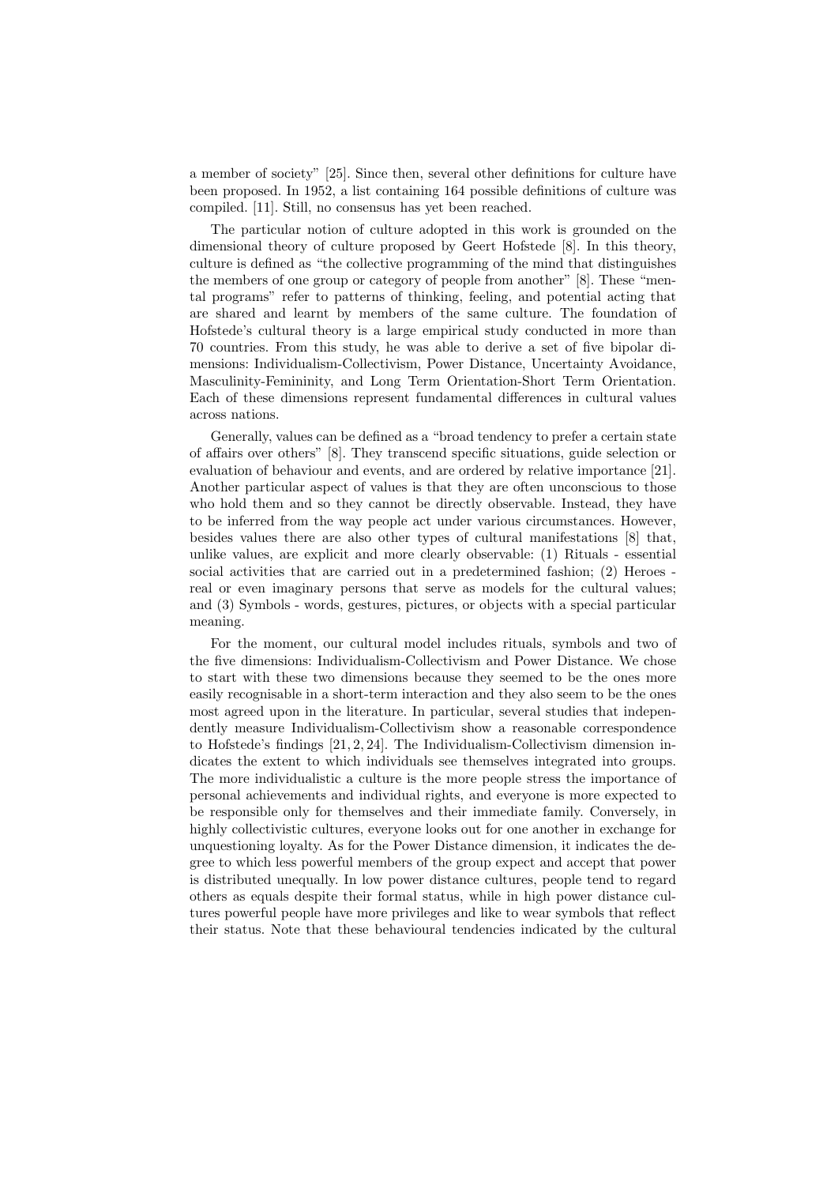a member of society" [25]. Since then, several other definitions for culture have been proposed. In 1952, a list containing 164 possible definitions of culture was compiled. [11]. Still, no consensus has yet been reached.

The particular notion of culture adopted in this work is grounded on the dimensional theory of culture proposed by Geert Hofstede [8]. In this theory, culture is defined as "the collective programming of the mind that distinguishes the members of one group or category of people from another" [8]. These "mental programs" refer to patterns of thinking, feeling, and potential acting that are shared and learnt by members of the same culture. The foundation of Hofstede's cultural theory is a large empirical study conducted in more than 70 countries. From this study, he was able to derive a set of five bipolar dimensions: Individualism-Collectivism, Power Distance, Uncertainty Avoidance, Masculinity-Femininity, and Long Term Orientation-Short Term Orientation. Each of these dimensions represent fundamental differences in cultural values across nations.

Generally, values can be defined as a "broad tendency to prefer a certain state of affairs over others" [8]. They transcend specific situations, guide selection or evaluation of behaviour and events, and are ordered by relative importance [21]. Another particular aspect of values is that they are often unconscious to those who hold them and so they cannot be directly observable. Instead, they have to be inferred from the way people act under various circumstances. However, besides values there are also other types of cultural manifestations [8] that, unlike values, are explicit and more clearly observable: (1) Rituals - essential social activities that are carried out in a predetermined fashion; (2) Heroes - real or even imaginary persons that serve as models for the cultural values; and (3) Symbols - words, gestures, pictures, or objects with a special particular meaning.

For the moment, our cultural model includes rituals, symbols and two of the five dimensions: Individualism-Collectivism and Power Distance. We chose to start with these two dimensions because they seemed to be the ones more easily recognisable in a short-term interaction and they also seem to be the ones most agreed upon in the literature. In particular, several studies that independently measure Individualism-Collectivism show a reasonable correspondence to Hofstede's findings [21, 2, 24]. The Individualism-Collectivism dimension indicates the extent to which individuals see themselves integrated into groups. The more individualistic a culture is the more people stress the importance of personal achievements and individual rights, and everyone is more expected to be responsible only for themselves and their immediate family. Conversely, in highly collectivistic cultures, everyone looks out for one another in exchange for unquestioning loyalty. As for the Power Distance dimension, it indicates the degree to which less powerful members of the group expect and accept that power is distributed unequally. In low power distance cultures, people tend to regard others as equals despite their formal status, while in high power distance cultures powerful people have more privileges and like to wear symbols that reflect their status. Note that these behavioural tendencies indicated by the cultural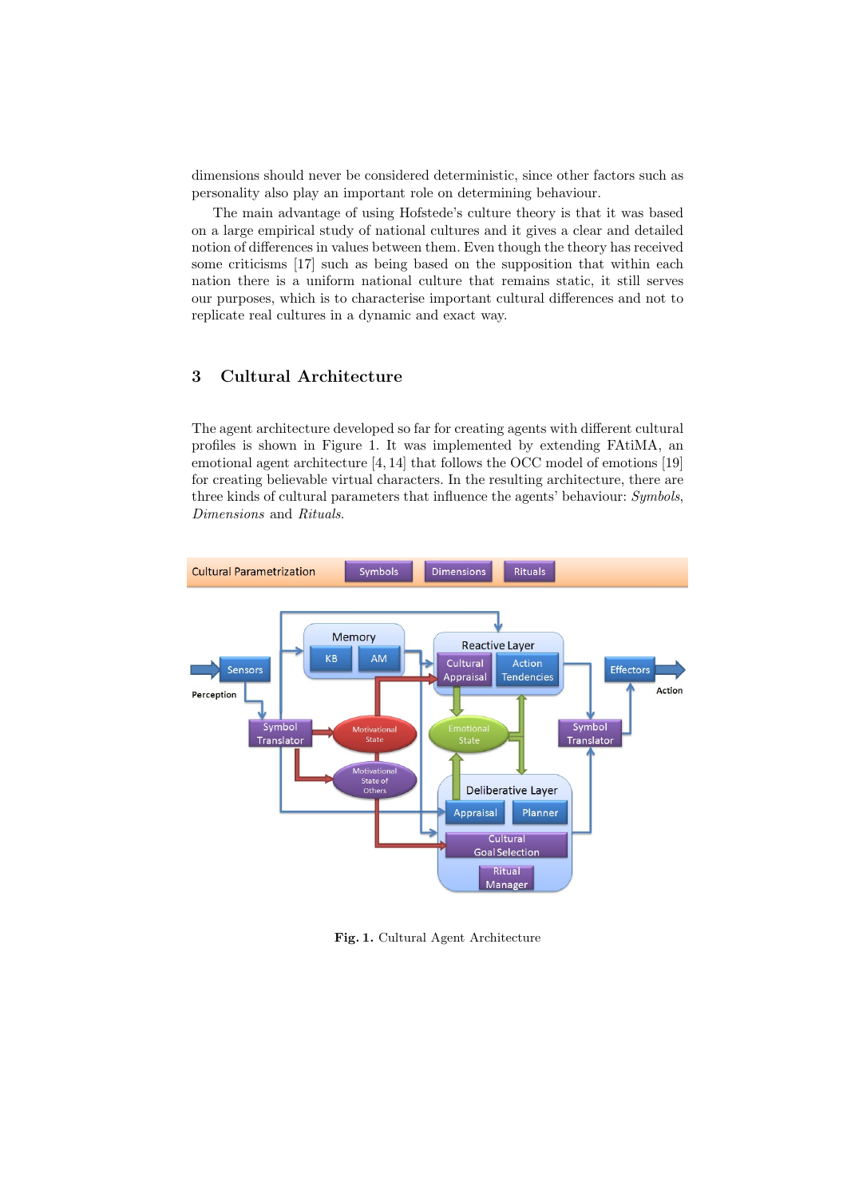dimensions should never be considered deterministic, since other factors such as personality also play an important role on determining behaviour.

The main advantage of using Hofstede's culture theory is that it was based on a large empirical study of national cultures and it gives a clear and detailed notion of differences in values between them. Even though the theory has received some criticisms [17] such as being based on the supposition that within each nation there is a uniform national culture that remains static, it still serves our purposes, which is to characterise important cultural differences and not to replicate real cultures in a dynamic and exact way.

## 3 Cultural Architecture

The agent architecture developed so far for creating agents with different cultural profiles is shown in Figure 1. It was implemented by extending FAtiMA, an emotional agent architecture [4, 14] that follows the OCC model of emotions [19] for creating believable virtual characters. In the resulting architecture, there are three kinds of cultural parameters that influence the agents' behaviour: *Symbols*, *Dimensions* and *Rituals*.

Cultural Parametrization
Symbols
Dimensions
Rituals
Memory
KB
AM
Reactive Layer
Cultural Appraisal
Action Tendencies
Sensors
Perception
Effectors
Action
Symbol Translator
Motivational State
Emotional State
Symbol Translator
Motivational State of Others
Deliberative Layer
Appraisal
Planner
Cultural Goal Selection
Ritual Manager

**Fig. 1.** Cultural Agent Architecture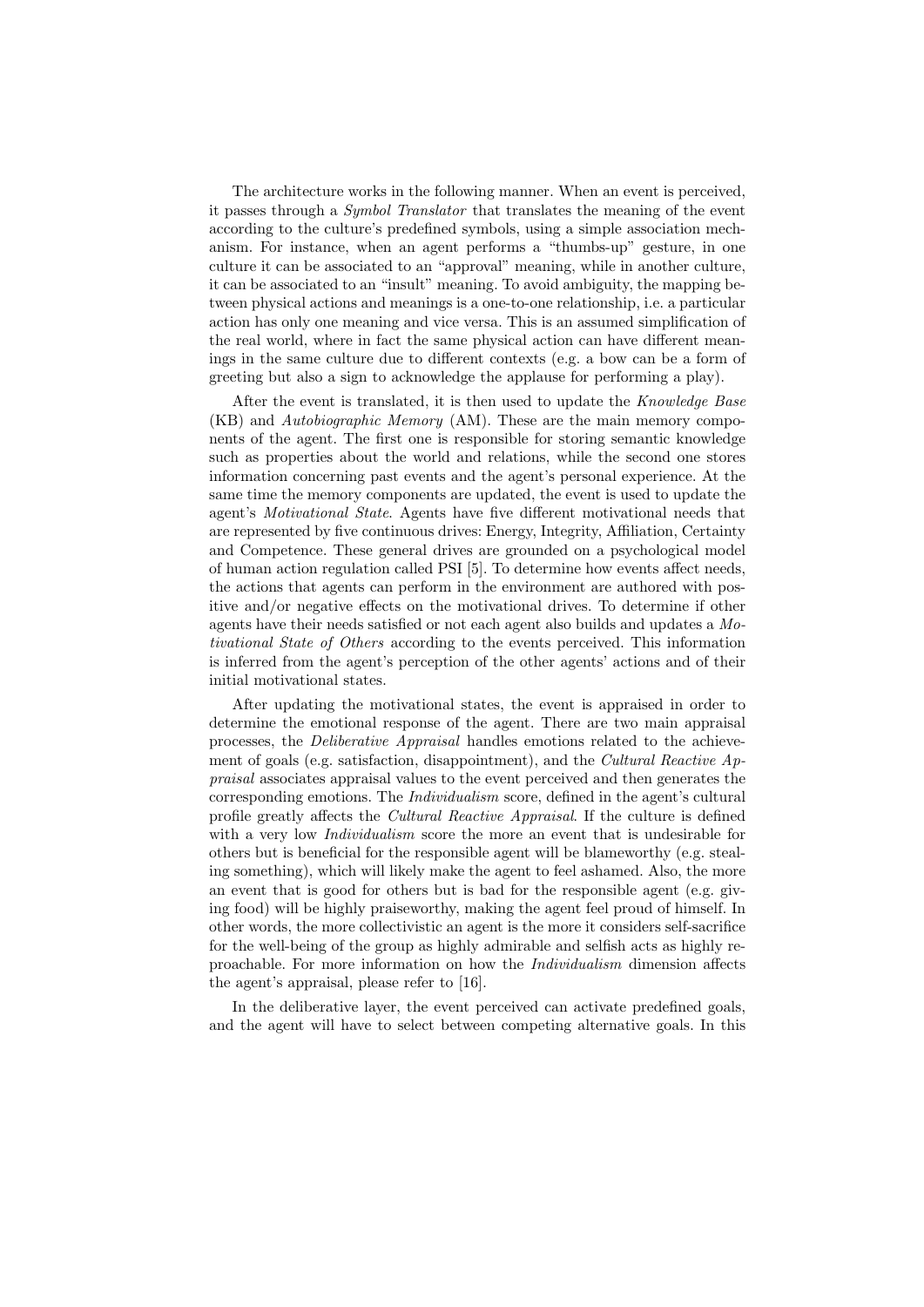The architecture works in the following manner. When an event is perceived, it passes through a *Symbol Translator* that translates the meaning of the event according to the culture's predefined symbols, using a simple association mechanism. For instance, when an agent performs a "thumbs-up" gesture, in one culture it can be associated to an "approval" meaning, while in another culture, it can be associated to an "insult" meaning. To avoid ambiguity, the mapping between physical actions and meanings is a one-to-one relationship, i.e. a particular action has only one meaning and vice versa. This is an assumed simplification of the real world, where in fact the same physical action can have different meanings in the same culture due to different contexts (e.g. a bow can be a form of greeting but also a sign to acknowledge the applause for performing a play).

After the event is translated, it is then used to update the *Knowledge Base* (KB) and *Autobiographic Memory* (AM). These are the main memory components of the agent. The first one is responsible for storing semantic knowledge such as properties about the world and relations, while the second one stores information concerning past events and the agent's personal experience. At the same time the memory components are updated, the event is used to update the agent's *Motivational State*. Agents have five different motivational needs that are represented by five continuous drives: Energy, Integrity, Affiliation, Certainty and Competence. These general drives are grounded on a psychological model of human action regulation called PSI [5]. To determine how events affect needs, the actions that agents can perform in the environment are authored with positive and/or negative effects on the motivational drives. To determine if other agents have their needs satisfied or not each agent also builds and updates a *Motivational State of Others* according to the events perceived. This information is inferred from the agent's perception of the other agents' actions and of their initial motivational states.

After updating the motivational states, the event is appraised in order to determine the emotional response of the agent. There are two main appraisal processes, the *Deliberative Appraisal* handles emotions related to the achievement of goals (e.g. satisfaction, disappointment), and the *Cultural Reactive Appraisal* associates appraisal values to the event perceived and then generates the corresponding emotions. The *Individualism* score, defined in the agent's cultural profile greatly affects the *Cultural Reactive Appraisal*. If the culture is defined with a very low *Individualism* score the more an event that is undesirable for others but is beneficial for the responsible agent will be blameworthy (e.g. stealing something), which will likely make the agent to feel ashamed. Also, the more an event that is good for others but is bad for the responsible agent (e.g. giving food) will be highly praiseworthy, making the agent feel proud of himself. In other words, the more collectivistic an agent is the more it considers self-sacrifice for the well-being of the group as highly admirable and selfish acts as highly reproachable. For more information on how the *Individualism* dimension affects the agent's appraisal, please refer to [16].

In the deliberative layer, the event perceived can activate predefined goals, and the agent will have to select between competing alternative goals. In this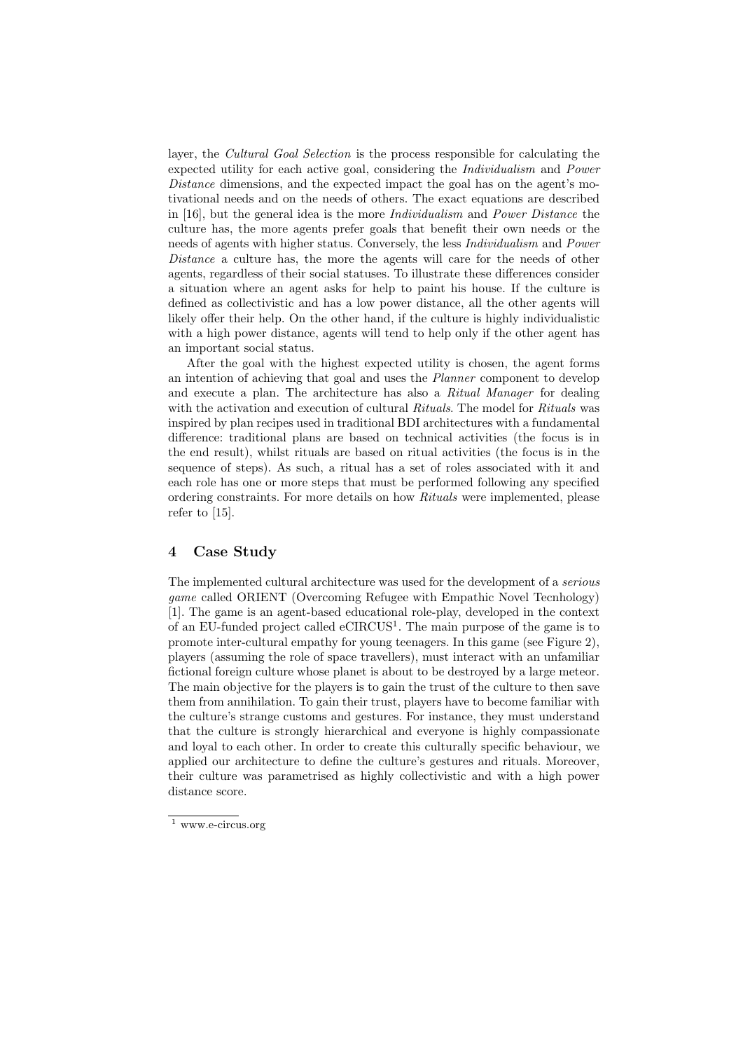layer, the *Cultural Goal Selection* is the process responsible for calculating the expected utility for each active goal, considering the *Individualism* and *Power Distance* dimensions, and the expected impact the goal has on the agent's motivational needs and on the needs of others. The exact equations are described in [16], but the general idea is the more *Individualism* and *Power Distance* the culture has, the more agents prefer goals that benefit their own needs or the needs of agents with higher status. Conversely, the less *Individualism* and *Power Distance* a culture has, the more the agents will care for the needs of other agents, regardless of their social statuses. To illustrate these differences consider a situation where an agent asks for help to paint his house. If the culture is defined as collectivistic and has a low power distance, all the other agents will likely offer their help. On the other hand, if the culture is highly individualistic with a high power distance, agents will tend to help only if the other agent has an important social status.

After the goal with the highest expected utility is chosen, the agent forms an intention of achieving that goal and uses the *Planner* component to develop and execute a plan. The architecture has also a *Ritual Manager* for dealing with the activation and execution of cultural *Rituals*. The model for *Rituals* was inspired by plan recipes used in traditional BDI architectures with a fundamental difference: traditional plans are based on technical activities (the focus is in the end result), whilst rituals are based on ritual activities (the focus is in the sequence of steps). As such, a ritual has a set of roles associated with it and each role has one or more steps that must be performed following any specified ordering constraints. For more details on how *Rituals* were implemented, please refer to [15].

## 4 Case Study

The implemented cultural architecture was used for the development of a *serious game* called ORIENT (Overcoming Refugee with Empathic Novel Tecnhology) [1]. The game is an agent-based educational role-play, developed in the context of an EU-funded project called eCIRCUS[1]. The main purpose of the game is to promote inter-cultural empathy for young teenagers. In this game (see Figure 2), players (assuming the role of space travellers), must interact with an unfamiliar fictional foreign culture whose planet is about to be destroyed by a large meteor. The main objective for the players is to gain the trust of the culture to then save them from annihilation. To gain their trust, players have to become familiar with the culture's strange customs and gestures. For instance, they must understand that the culture is strongly hierarchical and everyone is highly compassionate and loyal to each other. In order to create this culturally specific behaviour, we applied our architecture to define the culture's gestures and rituals. Moreover, their culture was parametrised as highly collectivistic and with a high power distance score.

[1] www.e-circus.org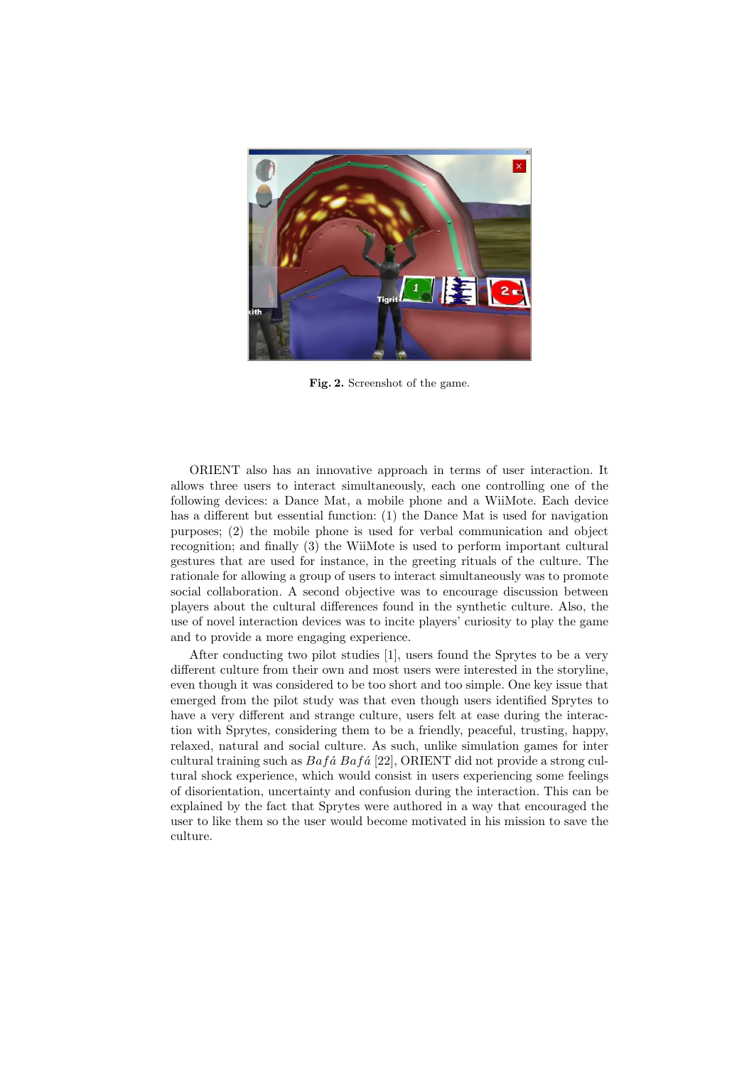**Fig. 2.** Screenshot of the game.

ORIENT also has an innovative approach in terms of user interaction. It allows three users to interact simultaneously, each one controlling one of the following devices: a Dance Mat, a mobile phone and a WiiMote. Each device has a different but essential function: (1) the Dance Mat is used for navigation purposes; (2) the mobile phone is used for verbal communication and object recognition; and finally (3) the WiiMote is used to perform important cultural gestures that are used for instance, in the greeting rituals of the culture. The rationale for allowing a group of users to interact simultaneously was to promote social collaboration. A second objective was to encourage discussion between players about the cultural differences found in the synthetic culture. Also, the use of novel interaction devices was to incite players' curiosity to play the game and to provide a more engaging experience.

After conducting two pilot studies [1], users found the Sprytes to be a very different culture from their own and most users were interested in the storyline, even though it was considered to be too short and too simple. One key issue that emerged from the pilot study was that even though users identified Sprytes to have a very different and strange culture, users felt at ease during the interaction with Sprytes, considering them to be a friendly, peaceful, trusting, happy, relaxed, natural and social culture. As such, unlike simulation games for inter cultural training such as *Bafá Bafá* [22], ORIENT did not provide a strong cultural shock experience, which would consist in users experiencing some feelings of disorientation, uncertainty and confusion during the interaction. This can be explained by the fact that Sprytes were authored in a way that encouraged the user to like them so the user would become motivated in his mission to save the culture.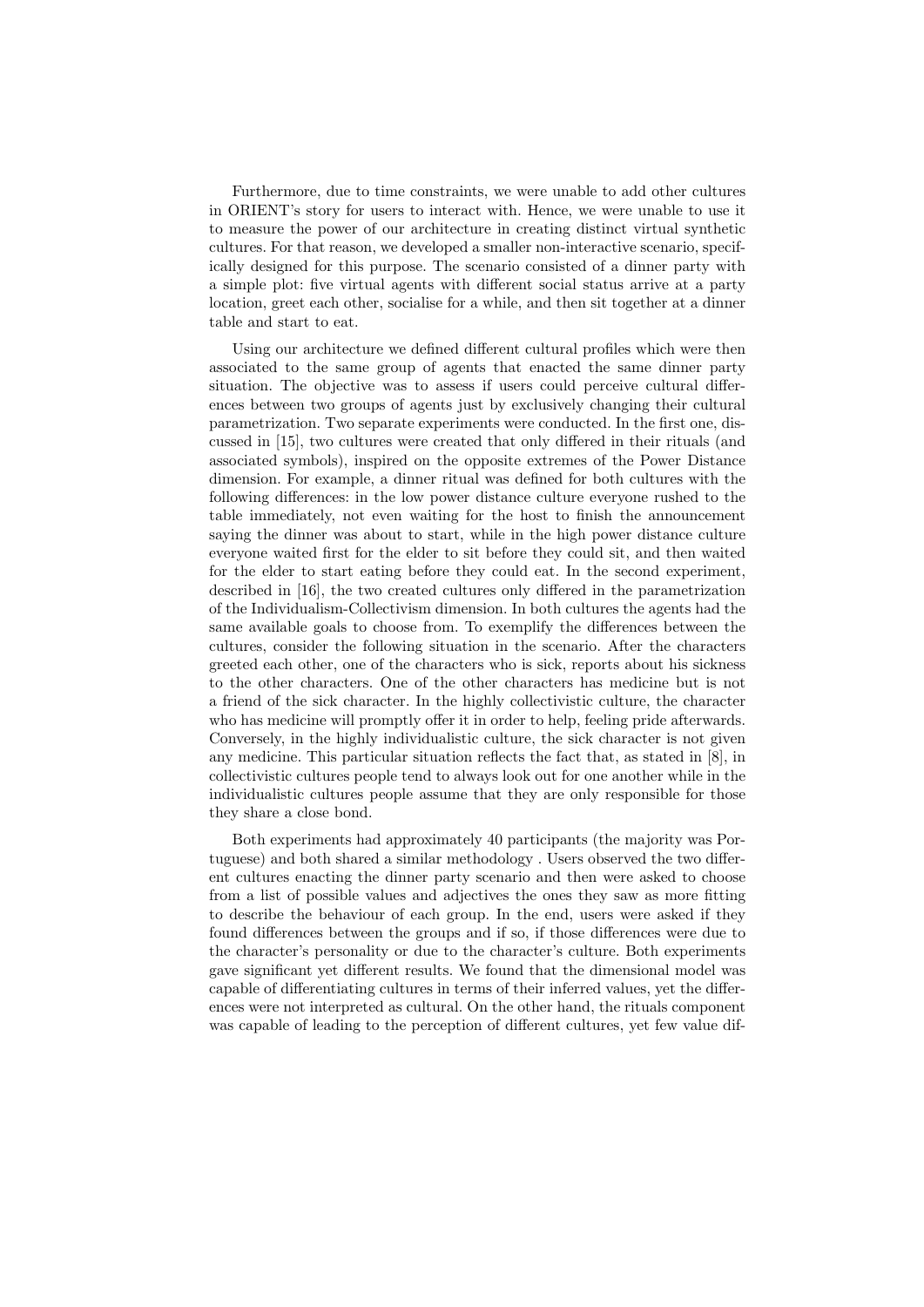Furthermore, due to time constraints, we were unable to add other cultures in ORIENT's story for users to interact with. Hence, we were unable to use it to measure the power of our architecture in creating distinct virtual synthetic cultures. For that reason, we developed a smaller non-interactive scenario, specifically designed for this purpose. The scenario consisted of a dinner party with a simple plot: five virtual agents with different social status arrive at a party location, greet each other, socialise for a while, and then sit together at a dinner table and start to eat.

Using our architecture we defined different cultural profiles which were then associated to the same group of agents that enacted the same dinner party situation. The objective was to assess if users could perceive cultural differences between two groups of agents just by exclusively changing their cultural parametrization. Two separate experiments were conducted. In the first one, discussed in [15], two cultures were created that only differed in their rituals (and associated symbols), inspired on the opposite extremes of the Power Distance dimension. For example, a dinner ritual was defined for both cultures with the following differences: in the low power distance culture everyone rushed to the table immediately, not even waiting for the host to finish the announcement saying the dinner was about to start, while in the high power distance culture everyone waited first for the elder to sit before they could sit, and then waited for the elder to start eating before they could eat. In the second experiment, described in [16], the two created cultures only differed in the parametrization of the Individualism-Collectivism dimension. In both cultures the agents had the same available goals to choose from. To exemplify the differences between the cultures, consider the following situation in the scenario. After the characters greeted each other, one of the characters who is sick, reports about his sickness to the other characters. One of the other characters has medicine but is not a friend of the sick character. In the highly collectivistic culture, the character who has medicine will promptly offer it in order to help, feeling pride afterwards. Conversely, in the highly individualistic culture, the sick character is not given any medicine. This particular situation reflects the fact that, as stated in [8], in collectivistic cultures people tend to always look out for one another while in the individualistic cultures people assume that they are only responsible for those they share a close bond.

Both experiments had approximately 40 participants (the majority was Portuguese) and both shared a similar methodology . Users observed the two different cultures enacting the dinner party scenario and then were asked to choose from a list of possible values and adjectives the ones they saw as more fitting to describe the behaviour of each group. In the end, users were asked if they found differences between the groups and if so, if those differences were due to the character's personality or due to the character's culture. Both experiments gave significant yet different results. We found that the dimensional model was capable of differentiating cultures in terms of their inferred values, yet the differences were not interpreted as cultural. On the other hand, the rituals component was capable of leading to the perception of different cultures, yet few value dif-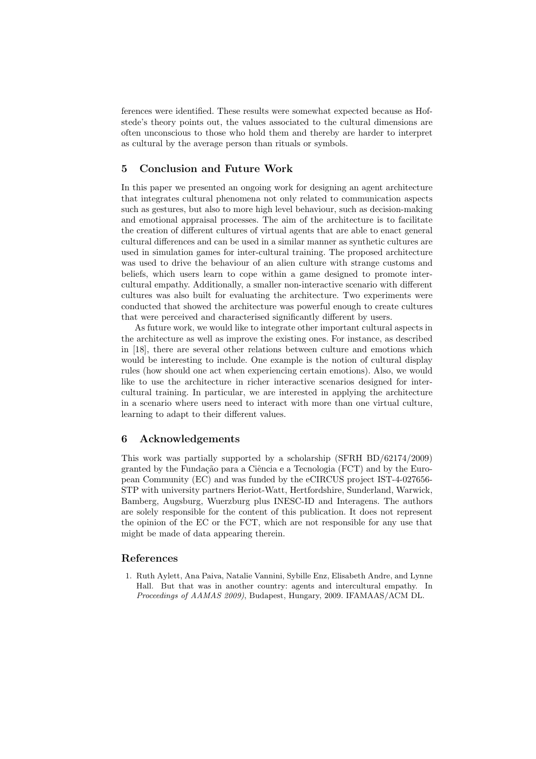ferences were identified. These results were somewhat expected because as Hofstede's theory points out, the values associated to the cultural dimensions are often unconscious to those who hold them and thereby are harder to interpret as cultural by the average person than rituals or symbols.

## 5 Conclusion and Future Work

In this paper we presented an ongoing work for designing an agent architecture that integrates cultural phenomena not only related to communication aspects such as gestures, but also to more high level behaviour, such as decision-making and emotional appraisal processes. The aim of the architecture is to facilitate the creation of different cultures of virtual agents that are able to enact general cultural differences and can be used in a similar manner as synthetic cultures are used in simulation games for inter-cultural training. The proposed architecture was used to drive the behaviour of an alien culture with strange customs and beliefs, which users learn to cope within a game designed to promote intercultural empathy. Additionally, a smaller non-interactive scenario with different cultures was also built for evaluating the architecture. Two experiments were conducted that showed the architecture was powerful enough to create cultures that were perceived and characterised significantly different by users.

As future work, we would like to integrate other important cultural aspects in the architecture as well as improve the existing ones. For instance, as described in [18], there are several other relations between culture and emotions which would be interesting to include. One example is the notion of cultural display rules (how should one act when experiencing certain emotions). Also, we would like to use the architecture in richer interactive scenarios designed for intercultural training. In particular, we are interested in applying the architecture in a scenario where users need to interact with more than one virtual culture, learning to adapt to their different values.

## 6 Acknowledgements

This work was partially supported by a scholarship (SFRH BD/62174/2009) granted by the Fundação para a Ciência e a Tecnologia (FCT) and by the European Community (EC) and was funded by the eCIRCUS project IST-4-027656-STP with university partners Heriot-Watt, Hertfordshire, Sunderland, Warwick, Bamberg, Augsburg, Wuerzburg plus INESC-ID and Interagens. The authors are solely responsible for the content of this publication. It does not represent the opinion of the EC or the FCT, which are not responsible for any use that might be made of data appearing therein.

## References

1. Ruth Aylett, Ana Paiva, Natalie Vannini, Sybille Enz, Elisabeth Andre, and Lynne Hall. But that was in another country: agents and intercultural empathy. In *Proceedings of AAMAS 2009)*, Budapest, Hungary, 2009. IFAMAAS/ACM DL.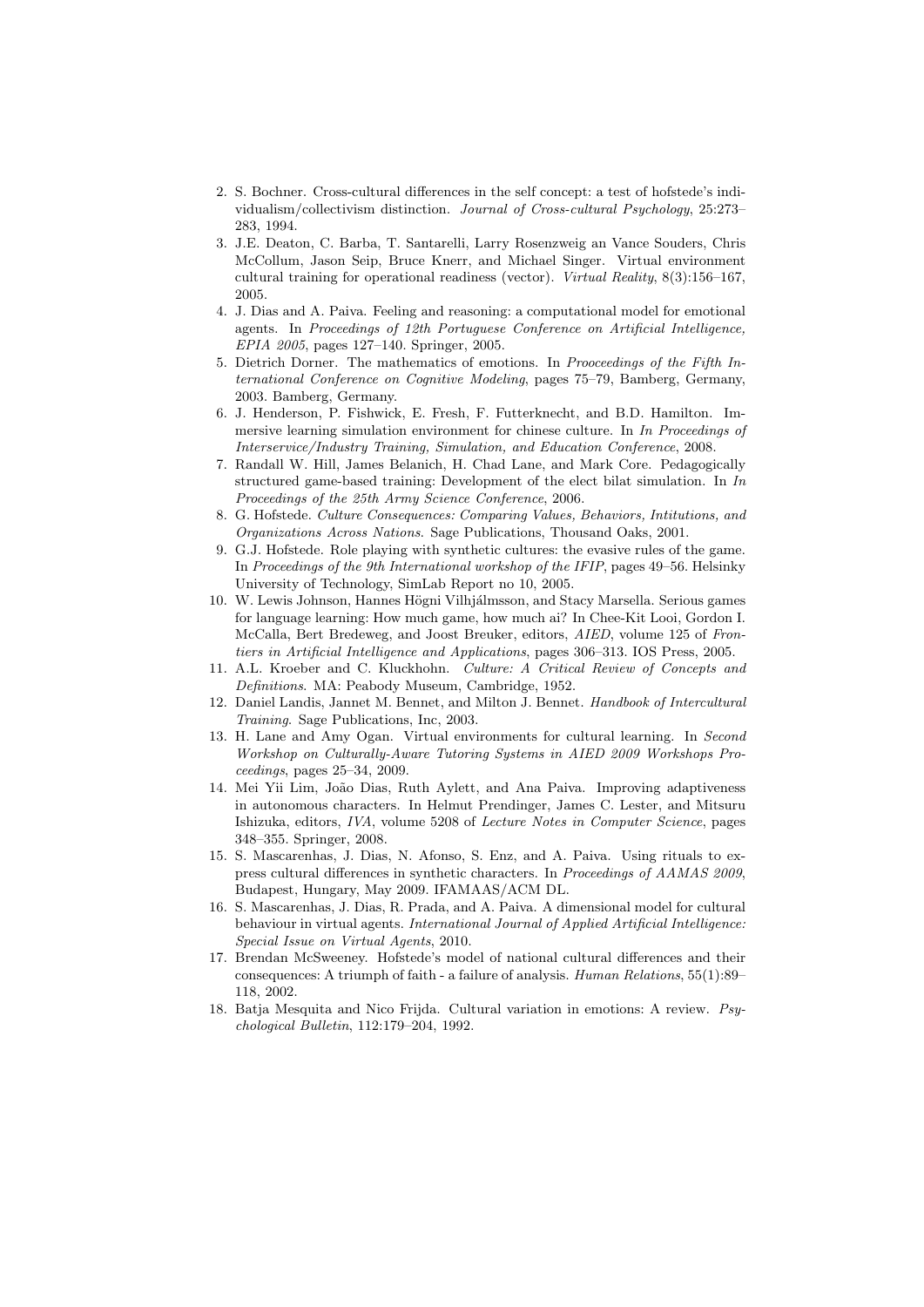2. S. Bochner. Cross-cultural differences in the self concept: a test of hofstede's individualism/collectivism distinction. *Journal of Cross-cultural Psychology*, 25:273–283, 1994.
3. J.E. Deaton, C. Barba, T. Santarelli, Larry Rosenzweig an Vance Souders, Chris McCollum, Jason Seip, Bruce Knerr, and Michael Singer. Virtual environment cultural training for operational readiness (vector). *Virtual Reality*, 8(3):156–167, 2005.
4. J. Dias and A. Paiva. Feeling and reasoning: a computational model for emotional agents. In *Proceedings of 12th Portuguese Conference on Artificial Intelligence, EPIA 2005*, pages 127–140. Springer, 2005.
5. Dietrich Dorner. The mathematics of emotions. In *Prooceedings of the Fifth International Conference on Cognitive Modeling*, pages 75–79, Bamberg, Germany, 2003. Bamberg, Germany.
6. J. Henderson, P. Fishwick, E. Fresh, F. Futterknecht, and B.D. Hamilton. Immersive learning simulation environment for chinese culture. In *In Proceedings of Interservice/Industry Training, Simulation, and Education Conference*, 2008.
7. Randall W. Hill, James Belanich, H. Chad Lane, and Mark Core. Pedagogically structured game-based training: Development of the elect bilat simulation. In *In Proceedings of the 25th Army Science Conference*, 2006.
8. G. Hofstede. *Culture Consequences: Comparing Values, Behaviors, Intitutions, and Organizations Across Nations*. Sage Publications, Thousand Oaks, 2001.
9. G.J. Hofstede. Role playing with synthetic cultures: the evasive rules of the game. In *Proceedings of the 9th International workshop of the IFIP*, pages 49–56. Helsinky University of Technology, SimLab Report no 10, 2005.
10. W. Lewis Johnson, Hannes Högni Vilhjálmsson, and Stacy Marsella. Serious games for language learning: How much game, how much ai? In Chee-Kit Looi, Gordon I. McCalla, Bert Bredeweg, and Joost Breuker, editors, *AIED*, volume 125 of *Frontiers in Artificial Intelligence and Applications*, pages 306–313. IOS Press, 2005.
11. A.L. Kroeber and C. Kluckhohn. *Culture: A Critical Review of Concepts and Definitions*. MA: Peabody Museum, Cambridge, 1952.
12. Daniel Landis, Jannet M. Bennet, and Milton J. Bennet. *Handbook of Intercultural Training*. Sage Publications, Inc, 2003.
13. H. Lane and Amy Ogan. Virtual environments for cultural learning. In *Second Workshop on Culturally-Aware Tutoring Systems in AIED 2009 Workshops Proceedings*, pages 25–34, 2009.
14. Mei Yii Lim, João Dias, Ruth Aylett, and Ana Paiva. Improving adaptiveness in autonomous characters. In Helmut Prendinger, James C. Lester, and Mitsuru Ishizuka, editors, *IVA*, volume 5208 of *Lecture Notes in Computer Science*, pages 348–355. Springer, 2008.
15. S. Mascarenhas, J. Dias, N. Afonso, S. Enz, and A. Paiva. Using rituals to express cultural differences in synthetic characters. In *Proceedings of AAMAS 2009*, Budapest, Hungary, May 2009. IFAMAAS/ACM DL.
16. S. Mascarenhas, J. Dias, R. Prada, and A. Paiva. A dimensional model for cultural behaviour in virtual agents. *International Journal of Applied Artificial Intelligence: Special Issue on Virtual Agents*, 2010.
17. Brendan McSweeney. Hofstede's model of national cultural differences and their consequences: A triumph of faith - a failure of analysis. *Human Relations*, 55(1):89–118, 2002.
18. Batja Mesquita and Nico Frijda. Cultural variation in emotions: A review. *Psychological Bulletin*, 112:179–204, 1992.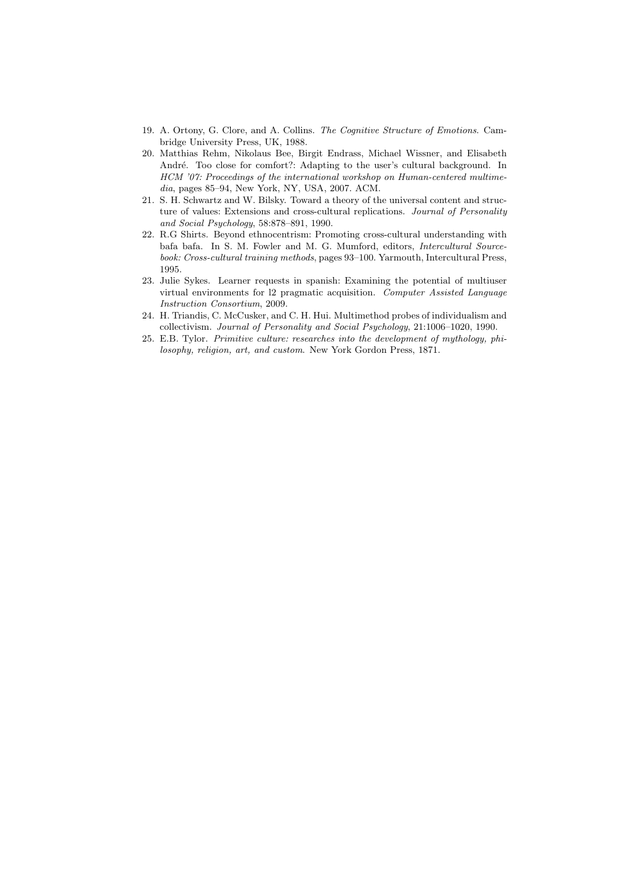19. A. Ortony, G. Clore, and A. Collins. *The Cognitive Structure of Emotions*. Cambridge University Press, UK, 1988.
20. Matthias Rehm, Nikolaus Bee, Birgit Endrass, Michael Wissner, and Elisabeth André. Too close for comfort?: Adapting to the user's cultural background. In *HCM '07: Proceedings of the international workshop on Human-centered multimedia*, pages 85–94, New York, NY, USA, 2007. ACM.
21. S. H. Schwartz and W. Bilsky. Toward a theory of the universal content and structure of values: Extensions and cross-cultural replications. *Journal of Personality and Social Psychology*, 58:878–891, 1990.
22. R.G Shirts. Beyond ethnocentrism: Promoting cross-cultural understanding with bafa bafa. In S. M. Fowler and M. G. Mumford, editors, *Intercultural Sourcebook: Cross-cultural training methods*, pages 93–100. Yarmouth, Intercultural Press, 1995.
23. Julie Sykes. Learner requests in spanish: Examining the potential of multiuser virtual environments for l2 pragmatic acquisition. *Computer Assisted Language Instruction Consortium*, 2009.
24. H. Triandis, C. McCusker, and C. H. Hui. Multimethod probes of individualism and collectivism. *Journal of Personality and Social Psychology*, 21:1006–1020, 1990.
25. E.B. Tylor. *Primitive culture: researches into the development of mythology, philosophy, religion, art, and custom*. New York Gordon Press, 1871.